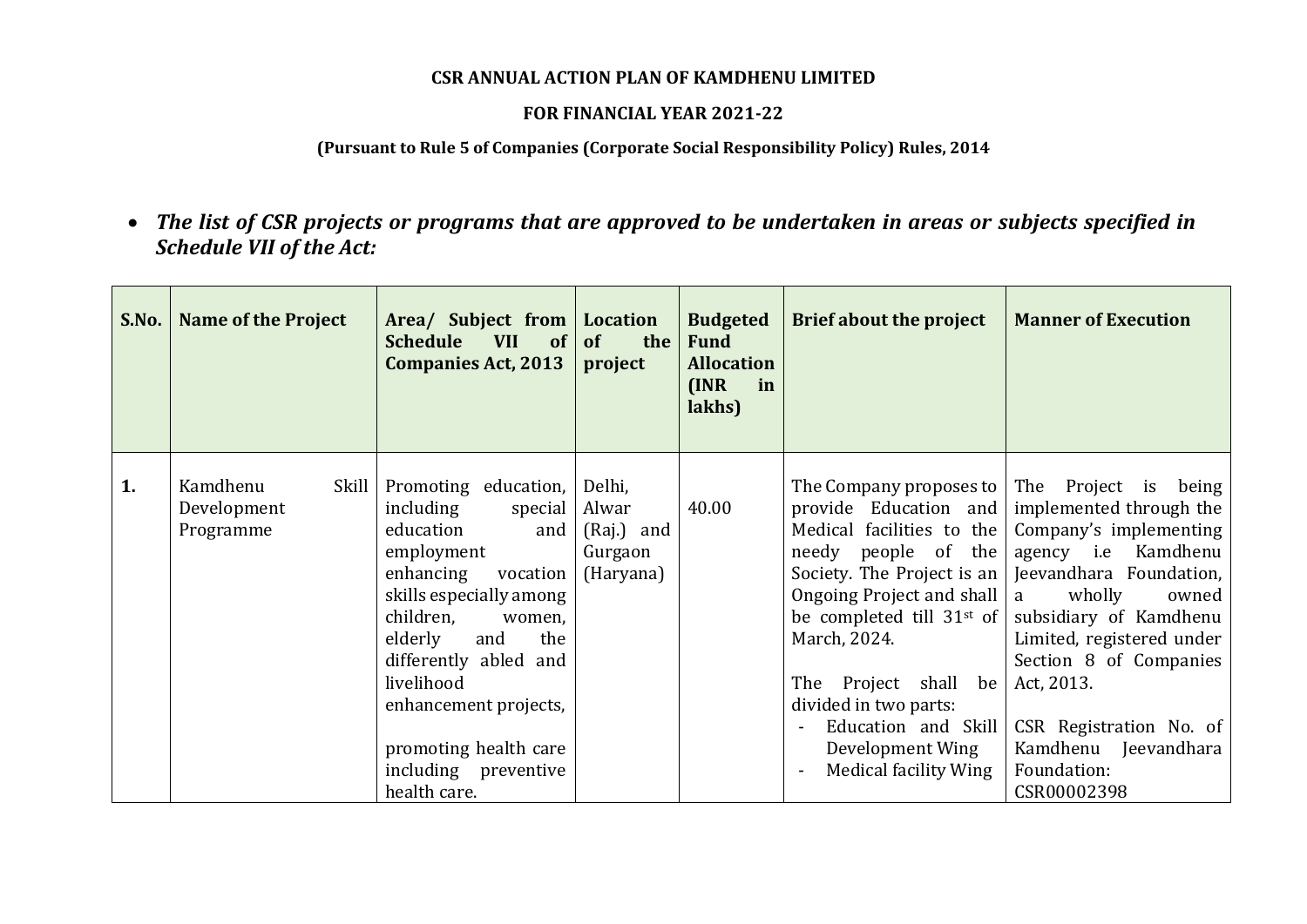**CSR ANNUAL ACTION PLAN OF KAMDHENU LIMITED**

**FOR FINANCIAL YEAR 2021-22**

**(Pursuant to Rule 5 of Companies (Corporate Social Responsibility Policy) Rules, 2014**

- ***The list of CSR projects or programs that are approved to be undertaken in areas or subjects specified in Schedule VII of the Act:***

| S.No. | Name of the Project | Area/ Subject from Schedule VII of Companies Act, 2013 | Location of the project | Budgeted Fund Allocation (INR in lakhs) | Brief about the project | Manner of Execution |
|---|---|---|---|---|---|---|
| **1.** | Kamdhenu Skill Development Programme | Promoting education, including special education and employment enhancing vocation skills especially among children, women, elderly and the differently abled and livelihood enhancement projects,<br><br>promoting health care including preventive health care. | Delhi, Alwar (Raj.) and Gurgaon (Haryana) | 40.00 | The Company proposes to provide Education and Medical facilities to the needy people of the Society. The Project is an Ongoing Project and shall be completed till 31st of March, 2024.<br><br>The Project shall be divided in two parts:<br>- Education and Skill Development Wing<br>- Medical facility Wing | The Project is being implemented through the Company's implementing agency i.e Kamdhenu Jeevandhara Foundation, a wholly owned subsidiary of Kamdhenu Limited, registered under Section 8 of Companies Act, 2013.<br><br>CSR Registration No. of Kamdhenu Jeevandhara Foundation: CSR00002398 |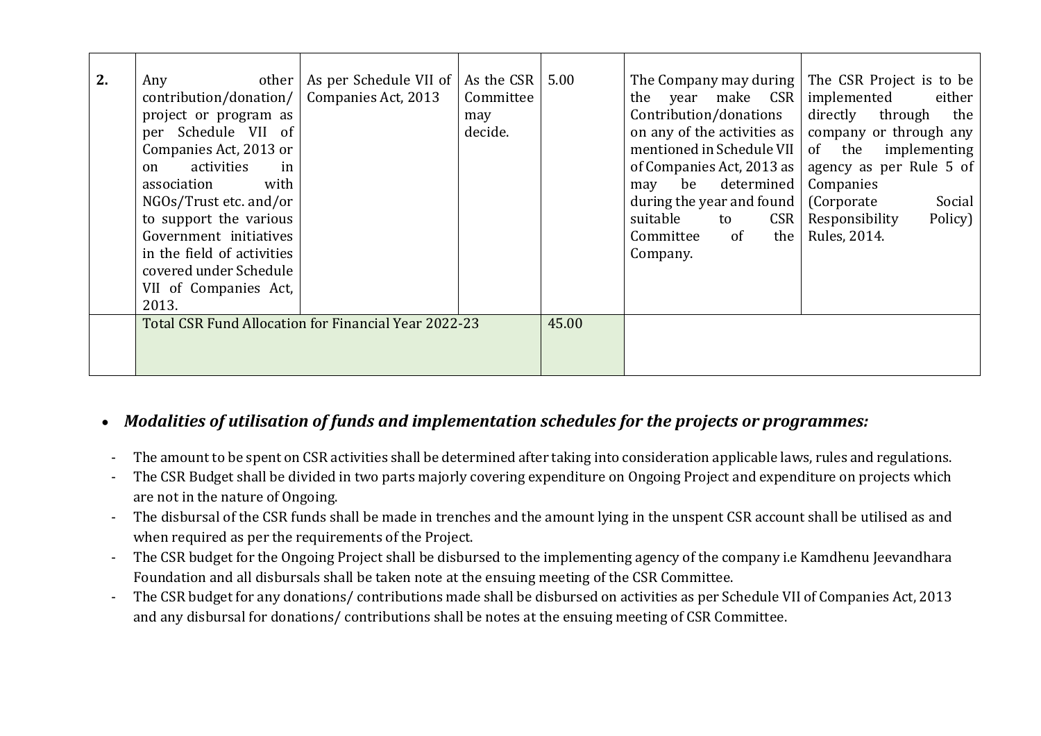| | | | | | | |
|---|---|---|---|---|---|---|
| **2.** | Any other contribution/donation/ project or program as per Schedule VII of Companies Act, 2013 or on activities in association with NGOs/Trust etc. and/or to support the various Government initiatives in the field of activities covered under Schedule VII of Companies Act, 2013. | As per Schedule VII of Companies Act, 2013 | As the CSR Committee may decide. | 5.00 | The Company may during the year make CSR Contribution/donations on any of the activities as mentioned in Schedule VII of Companies Act, 2013 as may be determined during the year and found suitable to CSR Committee of the Company. | The CSR Project is to be implemented either directly through the company or through any of the implementing agency as per Rule 5 of Companies (Corporate Social Responsibility Policy) Rules, 2014. |
| | Total CSR Fund Allocation for Financial Year 2022-23 | | | 45.00 | | |

- ***Modalities of utilisation of funds and implementation schedules for the projects or programmes:***

  - The amount to be spent on CSR activities shall be determined after taking into consideration applicable laws, rules and regulations.
  - The CSR Budget shall be divided in two parts majorly covering expenditure on Ongoing Project and expenditure on projects which are not in the nature of Ongoing.
  - The disbursal of the CSR funds shall be made in trenches and the amount lying in the unspent CSR account shall be utilised as and when required as per the requirements of the Project.
  - The CSR budget for the Ongoing Project shall be disbursed to the implementing agency of the company i.e Kamdhenu Jeevandhara Foundation and all disbursals shall be taken note at the ensuing meeting of the CSR Committee.
  - The CSR budget for any donations/ contributions made shall be disbursed on activities as per Schedule VII of Companies Act, 2013 and any disbursal for donations/ contributions shall be notes at the ensuing meeting of CSR Committee.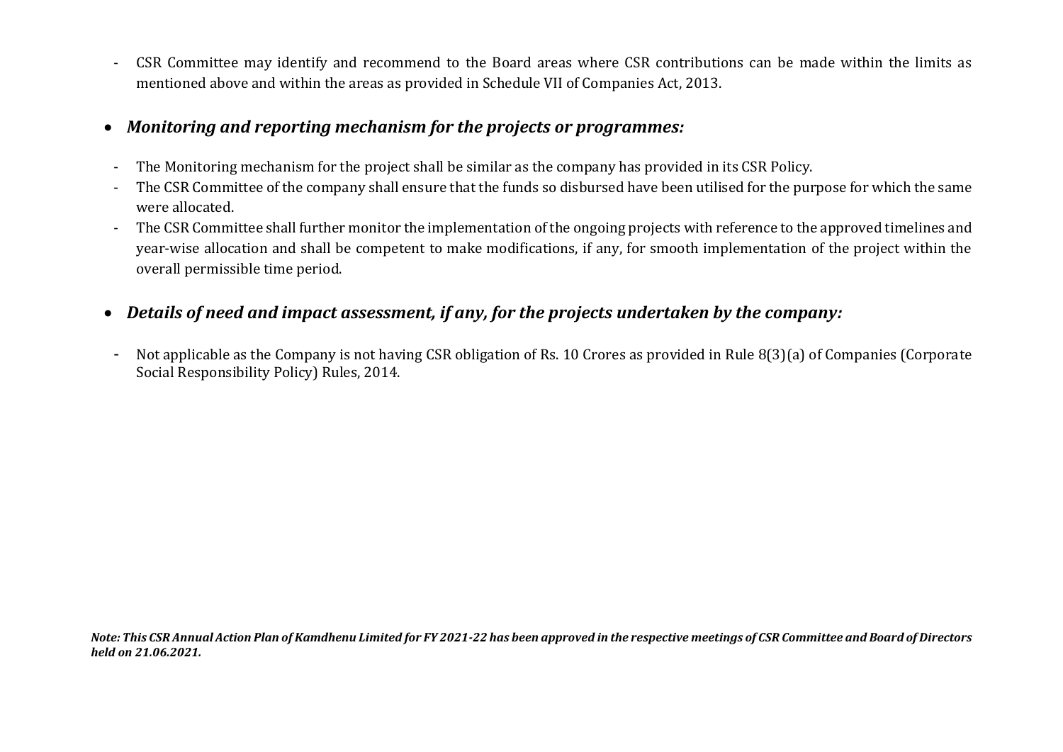- CSR Committee may identify and recommend to the Board areas where CSR contributions can be made within the limits as mentioned above and within the areas as provided in Schedule VII of Companies Act, 2013.

- ***Monitoring and reporting mechanism for the projects or programmes:***

  - The Monitoring mechanism for the project shall be similar as the company has provided in its CSR Policy.
  - The CSR Committee of the company shall ensure that the funds so disbursed have been utilised for the purpose for which the same were allocated.
  - The CSR Committee shall further monitor the implementation of the ongoing projects with reference to the approved timelines and year-wise allocation and shall be competent to make modifications, if any, for smooth implementation of the project within the overall permissible time period.

- ***Details of need and impact assessment, if any, for the projects undertaken by the company:***

  - Not applicable as the Company is not having CSR obligation of Rs. 10 Crores as provided in Rule 8(3)(a) of Companies (Corporate Social Responsibility Policy) Rules, 2014.

***Note: This CSR Annual Action Plan of Kamdhenu Limited for FY 2021-22 has been approved in the respective meetings of CSR Committee and Board of Directors held on 21.06.2021.***